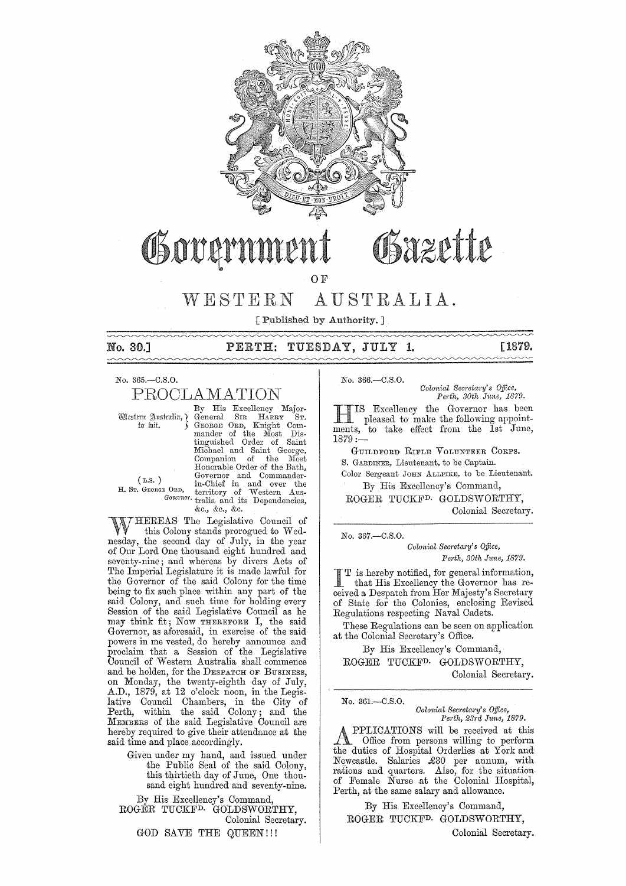# Government Gazette

## OF

# WESTERN AUSTRALIA.

[ Published by Authority. ]

**No. 30.] PERTH: TUESDAY, JULY 1. [1879.**

No. 365.—C.S.O.

## PROCLAMATION

Western Australia, to wit. } By His Excellency Major-General SIR HARRY ST. GEORGE ORD, Knight Commander of the Most Distinguished Order of Saint Michael and Saint George, Companion of the Most Honorable Order of the Bath, Governor and Commander-in-Chief in and over the territory of Western Australia and its Dependencies, &c., &c., &c.

(L.S.)
H. ST. GEORGE ORD,
*Governor.*

WHEREAS The Legislative Council of this Colony stands prorogued to Wednesday, the second day of July, in the year of Our Lord One thousand eight hundred and seventy-nine; and whereas by divers Acts of The Imperial Legislature it is made lawful for the Governor of the said Colony for the time being to fix such place within any part of the said Colony, and such time for holding every Session of the said Legislative Council as he may think fit; Now THEREFORE I, the said Governor, as aforesaid, in exercise of the said powers in me vested, do hereby announce and proclaim that a Session of the Legislative Council of Western Australia shall commence and be holden, for the DESPATCH OF BUSINESS, on Monday, the twenty-eighth day of July, A.D., 1879, at 12 o'clock noon, in the Legislative Council Chambers, in the City of Perth, within the said Colony; and the MEMBERS of the said Legislative Council are hereby required to give their attendance at the said time and place accordingly.

Given under my hand, and issued under the Public Seal of the said Colony, this thirtieth day of June, One thousand eight hundred and seventy-nine.

By His Excellency's Command,
ROGER TUCKFD. GOLDSWORTHY,
Colonial Secretary.

GOD SAVE THE QUEEN!!!

---

No. 366.—C.S.O.

*Colonial Secretary's Office,*
*Perth, 30th June, 1879.*

HIS Excellency the Governor has been pleased to make the following appointments, to take effect from the 1st June, 1879:—

GUILDFORD RIFLE VOLUNTEER CORPS.

S. GARDINER, Lieutenant, to be Captain.

Color Sergeant JOHN ALLPIKE, to be Lieutenant.

By His Excellency's Command,
ROGER TUCKFD. GOLDSWORTHY,
Colonial Secretary.

---

No. 367.—C.S.O.

*Colonial Secretary's Office,*
*Perth, 30th June, 1879.*

IT is hereby notified, for general information, that His Excellency the Governor has received a Despatch from Her Majesty's Secretary of State for the Colonies, enclosing Revised Regulations respecting Naval Cadets.

These Regulations can be seen on application at the Colonial Secretary's Office.

By His Excellency's Command,
ROGER TUCKFD. GOLDSWORTHY,
Colonial Secretary.

---

No. 361.—C.S.O.

*Colonial Secretary's Office,*
*Perth, 23rd June, 1879.*

APPLICATIONS will be received at this Office from persons willing to perform the duties of Hospital Orderlies at York and Newcastle. Salaries £30 per annum, with rations and quarters. Also, for the situation of Female Nurse at the Colonial Hospital, Perth, at the same salary and allowance.

By His Excellency's Command,
ROGER TUCKFD. GOLDSWORTHY,
Colonial Secretary.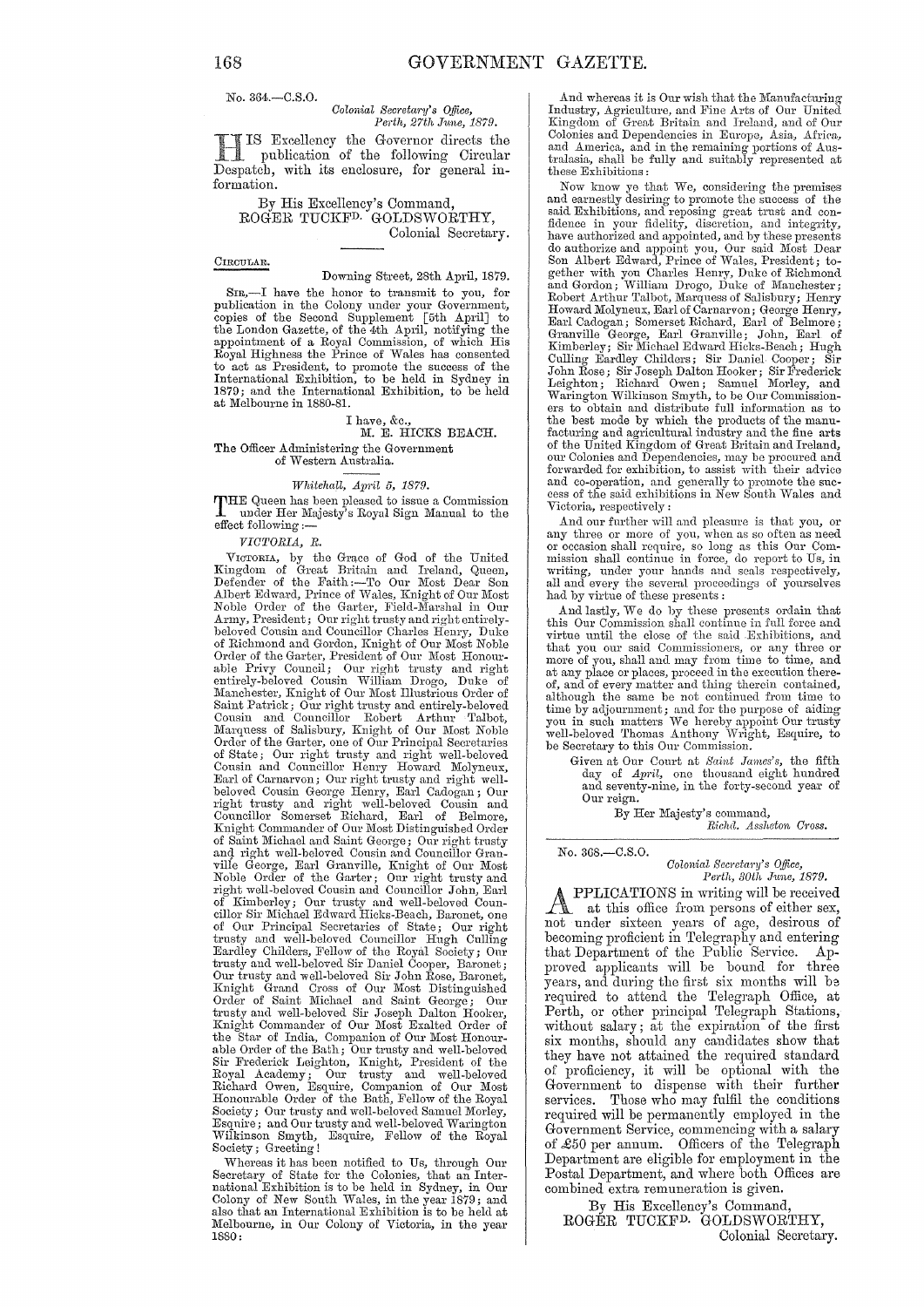No. 364.—C.S.O.

*Colonial Secretary's Office,*
*Perth, 27th June, 1879.*

HIS Excellency the Governor directs the publication of the following Circular Despatch, with its enclosure, for general information.

By His Excellency's Command,
ROGER TUCKFD. GOLDSWORTHY,
Colonial Secretary.

CIRCULAR.

Downing Street, 28th April, 1879.

SIR,—I have the honor to transmit to you, for publication in the Colony under your Government, copies of the Second Supplement [5th April] to the London Gazette, of the 4th April, notifying the appointment of a Royal Commission, of which His Royal Highness the Prince of Wales has consented to act as President, to promote the success of the International Exhibition, to be held in Sydney in 1879; and the International Exhibition, to be held at Melbourne in 1880-81.

I have, &c.,
M. E. HICKS BEACH.

The Officer Administering the Government of Western Australia.

*Whitehall, April 5, 1879.*

THE Queen has been pleased to issue a Commission under Her Majesty's Royal Sign Manual to the effect following:—

*VICTORIA, R.*

VICTORIA, by the Grace of God of the United Kingdom of Great Britain and Ireland, Queen, Defender of the Faith:—To Our Most Dear Son Albert Edward, Prince of Wales, Knight of Our Most Noble Order of the Garter, Field-Marshal in Our Army, President; Our right trusty and right entirely-beloved Cousin and Councillor Charles Henry, Duke of Richmond and Gordon, Knight of Our Most Noble Order of the Garter, President of Our Most Honourable Privy Council; Our right trusty and right entirely-beloved Cousin William Drogo, Duke of Manchester, Knight of Our Most Illustrious Order of Saint Patrick; Our right trusty and entirely-beloved Cousin and Councillor Robert Arthur Talbot, Marquess of Salisbury, Knight of Our Most Noble Order of the Garter, one of Our Principal Secretaries of State; Our right trusty and right well-beloved Cousin and Councillor Henry Howard Molyneux, Earl of Carnarvon; Our right trusty and right well-beloved Cousin George Henry, Earl Cadogan; Our right trusty and right well-beloved Cousin and Councillor Somerset Richard, Earl of Belmore, Knight Commander of Our Most Distinguished Order of Saint Michael and Saint George; Our right trusty and right well-beloved Cousin and Councillor Granville George, Earl Granville, Knight of Our Most Noble Order of the Garter; Our right trusty and right well-beloved Cousin and Councillor John, Earl of Kimberley; Our trusty and well-beloved Councillor Sir Michael Edward Hicks-Beach, Baronet, one of Our Principal Secretaries of State; Our right trusty and well-beloved Councillor Hugh Culling Eardley Childers, Fellow of the Royal Society; Our trusty and well-beloved Sir Daniel Cooper, Baronet; Our trusty and well-beloved Sir John Rose, Baronet, Knight Grand Cross of Our Most Distinguished Order of Saint Michael and Saint George; Our trusty and well-beloved Sir Joseph Dalton Hooker, Knight Commander of Our Most Exalted Order of the Star of India, Companion of Our Most Honourable Order of the Bath; Our trusty and well-beloved Sir Frederick Leighton, Knight, President of the Royal Academy; Our trusty and well-beloved Richard Owen, Esquire, Companion of Our Most Honourable Order of the Bath, Fellow of the Royal Society; Our trusty and well-beloved Samuel Morley, Esquire; and Our trusty and well-beloved Warington Wilkinson Smyth, Esquire, Fellow of the Royal Society; Greeting!

Whereas it has been notified to Us, through Our Secretary of State for the Colonies, that an International Exhibition is to be held in Sydney, in Our Colony of New South Wales, in the year 1879; and also that an International Exhibition is to be held at Melbourne, in Our Colony of Victoria, in the year 1880:

And whereas it is Our wish that the Manufacturing Industry, Agriculture, and Fine Arts of Our United Kingdom of Great Britain and Ireland, and of Our Colonies and Dependencies in Europe, Asia, Africa, and America, and in the remaining portions of Australasia, shall be fully and suitably represented at these Exhibitions:

Now know ye that We, considering the premises and earnestly desiring to promote the success of the said Exhibitions, and reposing great trust and confidence in your fidelity, discretion, and integrity, have authorized and appointed, and by these presents do authorize and appoint you, Our said Most Dear Son Albert Edward, Prince of Wales, President; together with you Charles Henry, Duke of Richmond and Gordon; William Drogo, Duke of Manchester; Robert Arthur Talbot, Marquess of Salisbury; Henry Howard Molyneux, Earl of Carnarvon; George Henry, Earl Cadogan; Somerset Richard, Earl of Belmore; Granville George, Earl Granville; John, Earl of Kimberley; Sir Michael Edward Hicks-Beach; Hugh Culling Eardley Childers; Sir Daniel Cooper; Sir John Rose; Sir Joseph Dalton Hooker; Sir Frederick Leighton; Richard Owen; Samuel Morley, and Warington Wilkinson Smyth, to be Our Commissioners to obtain and distribute full information as to the best mode by which the products of the manufacturing and agricultural industry and the fine arts of the United Kingdom of Great Britain and Ireland, our Colonies and Dependencies, may be procured and forwarded for exhibition, to assist with their advice and co-operation, and generally to promote the success of the said exhibitions in New South Wales and Victoria, respectively:

And our further will and pleasure is that you, or any three or more of you, when as so often as need or occasion shall require, so long as this Our Commission shall continue in force, do report to Us, in writing, under your hands and seals respectively, all and every the several proceedings of yourselves had by virtue of these presents:

And lastly, We do by these presents ordain that this Our Commission shall continue in full force and virtue until the close of the said Exhibitions, and that you our said Commissioners, or any three or more of you, shall and may from time to time, and at any place or places, proceed in the execution thereof, and of every matter and thing therein contained, although the same be not continued from time to time by adjournment; and for the purpose of aiding you in such matters We hereby appoint Our trusty well-beloved Thomas Anthony Wright, Esquire, to be Secretary to this Our Commission.

Given at Our Court at *Saint James's*, the fifth day of *April*, one thousand eight hundred and seventy-nine, in the forty-second year of Our reign.

By Her Majesty's command,
*Richd. Assheton Cross.*

---

No. 368.—C.S.O.

*Colonial Secretary's Office,*
*Perth, 30th June, 1879.*

APPLICATIONS in writing will be received at this office from persons of either sex, not under sixteen years of age, desirous of becoming proficient in Telegraphy and entering that Department of the Public Service. Approved applicants will be bound for three years, and during the first six months will be required to attend the Telegraph Office, at Perth, or other principal Telegraph Stations, without salary; at the expiration of the first six months, should any candidates show that they have not attained the required standard of proficiency, it will be optional with the Government to dispense with their further services. Those who may fulfil the conditions required will be permanently employed in the Government Service, commencing with a salary of £50 per annum. Officers of the Telegraph Department are eligible for employment in the Postal Department, and where both Offices are combined extra remuneration is given.

By His Excellency's Command,
ROGER TUCKFD. GOLDSWORTHY,
Colonial Secretary.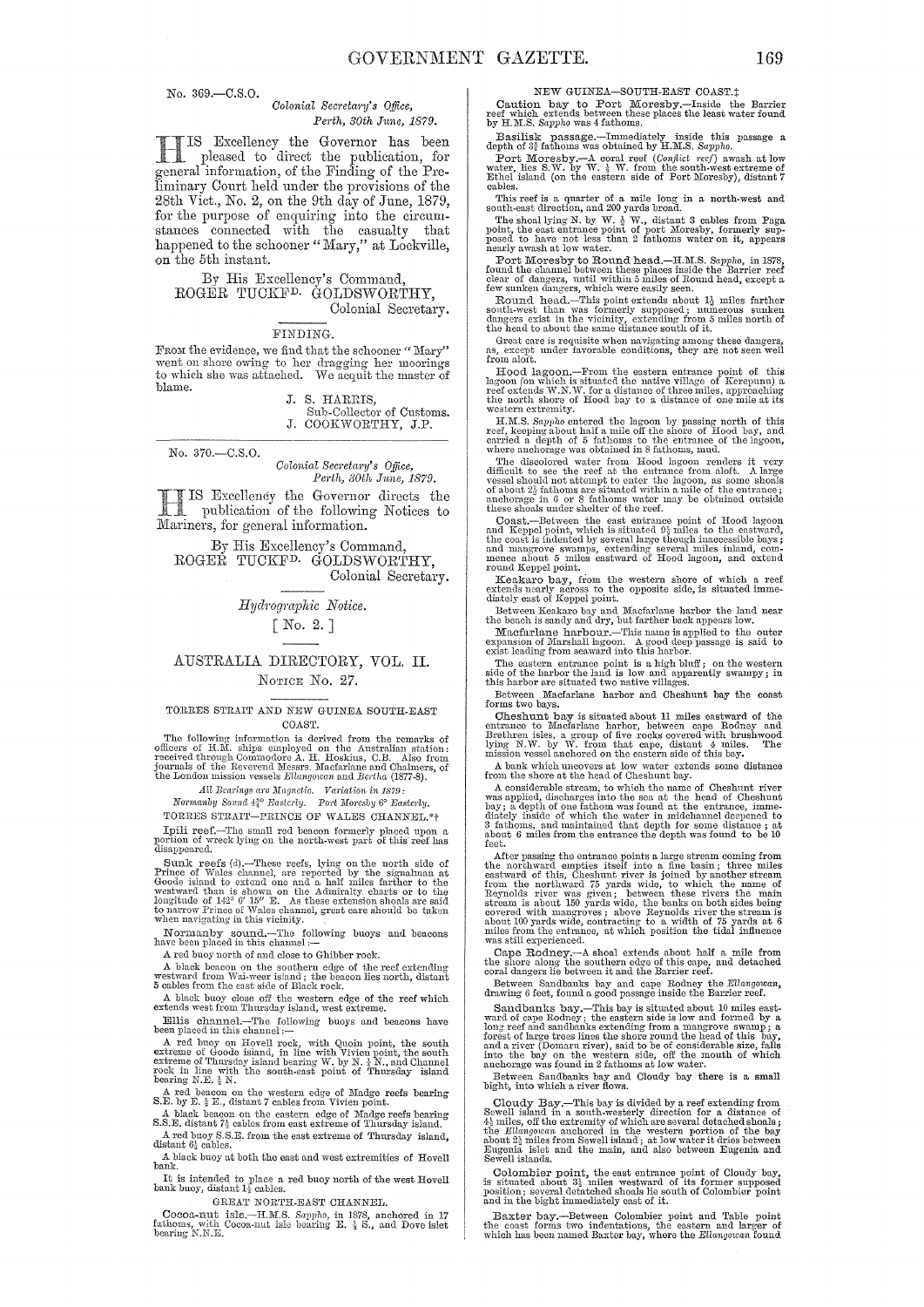No. 369.—C.S.O.

*Colonial Secretary's Office,*
*Perth, 30th June, 1879.*

HIS Excellency the Governor has been pleased to direct the publication, for general information, of the Finding of the Preliminary Court held under the provisions of the 28th Vict., No. 2, on the 9th day of June, 1879, for the purpose of enquiring into the circumstances connected with the casualty that happened to the schooner "Mary," at Lockville, on the 5th instant.

By His Excellency's Command,
ROGER TUCKFD. GOLDSWORTHY,
Colonial Secretary.

FINDING.

FROM the evidence, we find that the schooner "Mary" went on shore owing to her dragging her moorings to which she was attached. We acquit the master of blame.

J. S. HARRIS,
Sub-Collector of Customs.
J. COOKWORTHY, J.P.

---

No. 370.—C.S.O.

*Colonial Secretary's Office,*
*Perth, 30th June, 1879.*

HIS Excellency the Governor directs the publication of the following Notices to Mariners, for general information.

By His Excellency's Command,
ROGER TUCKFD. GOLDSWORTHY,
Colonial Secretary.

*Hydrographic Notice.*

[ No. 2. ]

## AUSTRALIA DIRECTORY, VOL. II.

NOTICE No. 27.

TORRES STRAIT AND NEW GUINEA SOUTH-EAST COAST.

The following information is derived from the remarks of officers of H.M. ships employed on the Australian station: received through Commodore A. H. Hoskins, C.B. Also from journals of the Reverend Messrs. Macfarlane and Chalmers, of the London mission vessels *Ellangowan* and *Bertha* (1877-8).

*All Bearings are Magnetic. Variation in 1879:*
*Normanby Sound 4¾° Easterly. Port Moresby 6° Easterly.*

TORRES STRAIT—PRINCE OF WALES CHANNEL.*†

**Ipili reef.**—The small red beacon formerly placed upon a portion of wreck lying on the north-west part of this reef has disappeared.

**Sunk reefs** (d).—These reefs, lying on the north side of Prince of Wales channel, are reported by the signalman at Goode island to extend one and a half miles farther to the westward than is shown on the Admiralty charts or to the longitude of 142° 6′ 15″ E. As these extension shoals are said to narrow Prince of Wales channel, great care should be taken when navigating in this vicinity.

**Normanby sound.**—The following buoys and beacons have been placed in this channel:—

A red buoy north of and close to Ghibber rock.

A black beacon on the southern edge of the reef extending westward from Wai-weer island; the beacon lies north, distant 5 cables from the east side of Black rock.

A black buoy close off the western edge of the reef which extends west from Thursday island, west extreme.

**Ellis channel.**—The following buoys and beacons have been placed in this channel:—

A red buoy on Hovell rock, with Quoin point, the south extreme of Goode island, in line with Vivien point, the south extreme of Thursday island bearing W. by N. ¾ N., and Channel rock in line with the south-east point of Thursday island bearing N.E. ½ N.

A red beacon on the western edge of Madge reefs bearing S.E. by E. ½ E., distant 7 cables from Vivien point.

A black beacon on the eastern edge of Madge reefs bearing S.S.E. distant 7½ cables from east extreme of Thursday island.

A red buoy S.S.E. from the east extreme of Thursday island, distant 6½ cables.

A black buoy at both the east and west extremities of Hovell bank.

It is intended to place a red buoy north of the west Hovell bank buoy, distant 1½ cables.

GREAT NORTH-EAST CHANNEL.

**Cocoa-nut isle.**—H.M.S. *Sappho*, in 1878, anchored in 17 fathoms, with Cocoa-nut isle bearing E. ½ S., and Dove islet bearing N.N.E.

NEW GUINEA—SOUTH-EAST COAST.‡

**Caution bay to Port Moresby.**—Inside the Barrier reef which extends between these places the least water found by H.M.S. *Sappho* was 4 fathoms.

**Basilisk passage.**—Immediately inside this passage a depth of 3½ fathoms was obtained by H.M.S. *Sappho*.

**Port Moresby.**—A coral reef (*Conflict reef*) awash at low water, lies S.W. by W. ½ W. from the south-west extreme of Ethel island (on the eastern side of Port Moresby), distant 7 cables.

This reef is a quarter of a mile long in a north-west and south-east direction, and 200 yards broad.

The shoal lying N. by W. ½ W., distant 3 cables from Paga point, the east entrance point of port Moresby, formerly supposed to have not less than 2 fathoms water on it, appears nearly awash at low water.

**Port Moresby to Round head.**—H.M.S. *Sappho*, in 1878, found the channel between these places inside the Barrier reef clear of dangers, until within 5 miles of Round head, except a few sunken dangers, which were easily seen.

**Round head.**—This point extends about 1½ miles farther south-west than was formerly supposed; numerous sunken dangers exist in the vicinity, extending from 5 miles north of the head to about the same distance south of it.

Great care is requisite when navigating among these dangers, as, except under favorable conditions, they are not seen well from aloft.

**Hood lagoon.**—From the eastern entrance point of this lagoon (on which is situated the native village of Kerepunu) a reef extends W.N.W. for a distance of three miles, approaching the north shore of Hood bay to a distance of one mile at its western extremity.

H.M.S. *Sappho* entered the lagoon by passing north of this reef, keeping about half a mile off the shore of Hood bay, and carried a depth of 5 fathoms to the entrance of the lagoon, where anchorage was obtained in 8 fathoms, mud.

The discolored water from Hood lagoon renders it very difficult to see the reef at the entrance from aloft. A large vessel should not attempt to enter the lagoon, as some shoals of about 2½ fathoms are situated within a mile of the entrance; anchorage in 6 or 8 fathoms water may be obtained outside these shoals under shelter of the reef.

**Coast.**—Between the east entrance point of Hood lagoon and Keppel point, which is situated 9½ miles to the eastward, the coast is indented by several large though inaccessible bays; and mangrove swamps, extending several miles inland, commence about 5 miles eastward of Hood lagoon, and extend round Keppel point.

**Keakaro bay**, from the western shore of which a reef extends nearly across to the opposite side, is situated immediately east of Keppel point.

Between Keakaro bay and Macfarlane harbor the land near the beach is sandy and dry, but farther back appears low.

**Macfarlane harbour.**—This name is applied to the outer expansion of Marshall lagoon. A good deep passage is said to exist leading from seaward into this harbor.

The eastern entrance point is a high bluff; on the western side of the harbor the land is low and apparently swampy; in this harbor are situated two native villages.

Between Macfarlane harbor and Cheshunt bay the coast forms two bays.

**Cheshunt bay** is situated about 11 miles eastward of the entrance to Macfarlane harbor, between cape Rodney and Brethren isles, a group of five rocks covered with brushwood lying N.W. by W. from that cape, distant 4 miles. The mission vessel anchored on the eastern side of this bay.

A bank which uncovers at low water extends some distance from the shore at the head of Cheshunt bay.

A considerable stream, to which the name of Cheshunt river was applied, discharges into the sea at the head of Cheshunt bay; a depth of one fathom was found at the entrance, immediately inside of which the water in midchannel deepened to 3 fathoms, and maintained that depth for some distance; at about 6 miles from the entrance the depth was found to be 10 feet.

After passing the entrance points a large stream coming from the northward empties itself into a fine basin; three miles eastward of this, Cheshunt river is joined by another stream from the northward 75 yards wide, to which the name of Reynolds river was given; between these rivers the main stream is about 150 yards wide, the banks on both sides being covered with mangroves; above Reynolds river the stream is about 100 yards wide, contracting to a width of 75 yards at 6 miles from the entrance, at which position the tidal influence was still experienced.

**Cape Rodney.**—A shoal extends about half a mile from the shore along the southern edge of this cape, and detached coral dangers lie between it and the Barrier reef.

Between Sandbanks bay and cape Rodney the *Ellangowan*, drawing 6 feet, found a good passage inside the Barrier reef.

**Sandbanks bay.**—This bay is situated about 10 miles eastward of cape Rodney; the eastern side is low and formed by a long reef and sandbanks extending from a mangrove swamp; a forest of large trees lines the shore round the head of this bay, and a river (Domaru river), said to be of considerable size, falls into the bay on the western side, off the mouth of which anchorage was found in 2 fathoms at low water.

Between Sandbanks bay and Cloudy bay there is a small bight, into which a river flows.

**Cloudy Bay.**—This bay is divided by a reef extending from Sewell island in a south-westerly direction for a distance of 4½ miles, off the extremity of which are several detached shoals; the *Ellangowan* anchored in the western portion of the bay about 2½ miles from Sewell island; at low water it dries between Eugenia islet and the main, and also between Eugenia and Sewell islands.

**Colombier point**, the east entrance point of Cloudy bay, is situated about 3½ miles westward of its former supposed position; several detached shoals lie south of Colombier point and in the bight immediately east of it.

**Baxter bay.**—Between Colombier point and Table point the coast forms two indentations, the eastern and larger of which has been named Baxter bay, where the *Ellangowan* found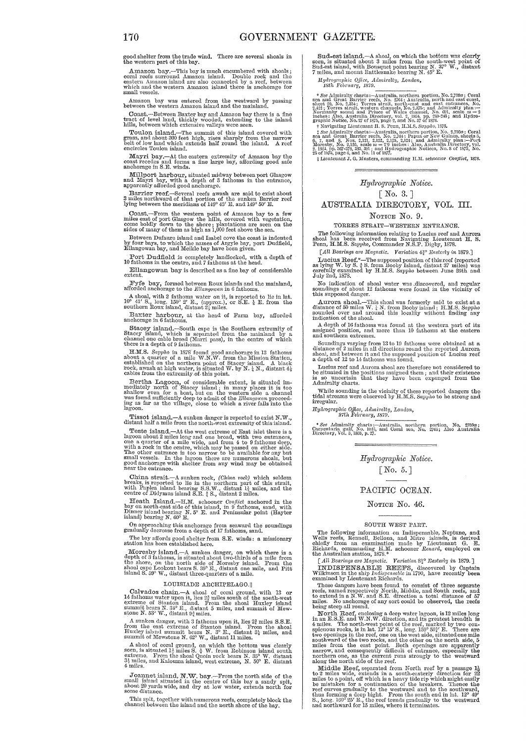good shelter from the trade wind. There are several shoals in the western part of this bay.

**Amazon bay.**—This bay is much encumbered with shoals; coral reefs surround Amazon island. Double rock and the eastern Amazon island are also connected by a reef, between which and the western Amazon island there is anchorage for small vessels.

Amazon bay was entered from the westward by passing between the western Amazon island and the mainland.

**Coast.**—Between Baxter bay and Amazon bay there is a fine tract of level land, thickly wooded, extending to the inland hills, between which extensive valleys were seen.

**Toulon island.**—The summit of this island covered with grass, and about 300 feet high, rises sharply from the narrow belt of low land which extends half round the island. A reef encircles Toulon island.

**Mayri bay.**—At the eastern extremity of Amazon bay the coast recedes and forms a fine large bay, affording good safe anchorage in S.E. winds.

**Millport harbour,** situated midway between port Glasgow and Mayri bay, with a depth of 3 fathoms in the entrance, apparently afforded good anchorage.

**Barrier reef.**—Several reefs awash are said to exist about 3 miles northward of that portion of the sunken Barrier reef lying between the meridians of 149° 43′ E. and 149° 50′ E.

**Coast.**—From the western point of Amazon bay to a few miles east of port Glasgow the hills, covered with vegetation, come boldly down to the shore; plantations are seen on the sides of many of them as high as 1,000 feet above the sea.

Between Dufaure island and Isabel cove the coast is indented by four bays, to which the names of Argyle bay, port Dudfield, Ellangowan bay, and Meikle bay have been given.

**Port Dudfield** is completely landlocked, with a depth of 10 fathoms in the centre, and 7 fathoms at the head.

**Ellangowan bay** is described as a fine bay of considerable extent.

**Fyfe bay,** formed between Roux islands and the mainland, afforded anchorage to the *Ellangowan* in 6 fathoms.

A shoal, with 2 fathoms water on it, is reported to lie in lat. 10° 41′ S., long. 150° 2′ E., (approx.), or S.E. ½ E. from the southern Roux island, distant 2½ miles.

**Baxter harbour,** at the head of Farm bay, afforded anchorage in 6 fathoms.

**Stacey island.**—South cape is the Southern extremity of Stacey island, which is separated from the mainland by a channel one cable broad (Marri pass), in the centre of which there is a depth of 9 fathoms.

H.M.S. *Sappho* in 1878 found good anchorage in 13 fathoms about a quarter of a mile W.N.W. from the Mission Station, established on the northern point of Stacey island. A black rock, awash at high water, is situated W. by N. ¼ N., distant 4½ cables from the extremity of this point.

**Bertha Lagoon,** of considerable extent, is situated immediately north of Stacey island; in many places it is too shallow even for a boat, but on the western side a channel was found sufficiently deep to admit of the *Ellangowan* proceeding as far as the village, close to which a river falls into the lagoon.

**Tissot island.**—A sunken danger is reported to exist N.W., distant half a mile from the north-west extremity of this island.

**Teste island.**—At the west extreme of East islet there is a lagoon about 2 miles long and one broad, with two entrances, one a quarter of a mile wide, and from 4 to 9 fathoms deep, with a rock in the centre, which may be passed on either side. The other entrance is too narrow to be available for any but small vessels. In the lagoon there are numerous shoals, but good anchorage with shelter from any wind may be obtained near the entrance.

**China strait.**—A sunken rock, *(China rock)* which seldom breaks, is reported to lie in the northern part of this strait, with Paples island bearing S.S.W., distant 1½ miles, and the centre of Didymus island S.E. ¾ S., distant 2 miles.

**Heath Island.**—H.M. schooner *Conflict* anchored in the bay on north-east side of this island, in 9 fathoms, sand, with Dinner island bearing N. 5° E. and Peninsular point (Hayter island) bearing N. 60° E.

On approaching this anchorage from seaward the soundings gradually decrease from a depth of 17 fathoms, sand.

The bay affords good shelter from S.E. winds: a missionary station has been established here.

**Moresby island.**—A sunken danger, on which there is a depth of 3 fathoms, is situated about two-thirds of a mile from the shore, on the north side of Moresby island. From the shoal cape Lookout bears S. 39° E., distant one mile, and Pitt island S. 59° W., distant three-quarters of a mile.

### LOUISIADE ARCHIPELAGO.‖

**Calvados chain.**—A shoal of coral ground, with 13 or 14 fathoms water upon it, lies 2½ miles south of the south-west extreme of Stanton island. From the shoal Huxley island summit bears N. 34° E., distant 5 miles, and summit of Mewstone N. 53° W., distant 9¾ miles.

A sunken danger, with 3 fathoms upon it, lies 2½ miles S.S.E. from the east extreme of Stanton island. From the shoal Huxley island summit bears N. 3° E., distant 3½ miles, and summit of Mewstone N. 62° W., distant 11 miles.

A shoal of coral ground, on which the bottom was clearly seen, is situated 1½ miles S. ¾ W. from Robinson island south extreme. From the shoal Quoin rock bears N. 35° W. distant 3½ miles, and Kalouma island, west extreme, N. 50° E. distant 4 miles.

**Joannet island, N.W. bay.**—From the north side of the small island situated in the centre of this bay a sandy spit, about 20 yards wide, and dry at low water, extends north for some distance.

This spit, together with numerous reefs, completely block the channel between the island and the north shore of the bay.

**Sud-est island.**—A shoal, on which the bottom was clearly seen, is situated about 3 miles from the south-west point of Sud-est island, with Bonsquet point bearing N. 37° W., distant 7 miles, and mount Rattlesnake bearing N. 45° E.

*Hydrographic Office, Admiralty, London,*
*18th February, 1879.*

\* *See* Admiralty charts:—Australia, northern portion, No. 2,759*a*; Coral sea and Great Barrier reefs, No. 2764; Australia, north and east coast, sheet 20, No. 2,354; Torres strait, north-east and east entrances, No. 2,422; Torres strait, western channels, No. 2,375; and Admiralty plan:—Normanby sound and Prince of Wales channel, No. 631, scale $m = 2$ inches: Also, Australia Directory, vol. 2, 1864, pp. 240-245; and Hydrographic Notice, No. 27 of 1875, page 2, and No. 37 of 1878.

† Navigating Lieutenant H. S. Penn, H.M.S. *Sappho*, 1878.

‡ *See* Admiralty charts:—Australia, northern portion, No. 2,759*a*; Coral sea and Great Barrier reefs, No. 2,764; Papua or New Guinea, sheets 5, 6, 7, and 8, Nos. 2,121, 2,122, 2,123, 2,124; and Admiralty plan:—Port Moresby, No. 2,125, scale $m = 2.9$ inches: Also, Australia Directory, vol. 2, 1864, pp. 367-378, 383, 391; and Hydrographic Notices, No. 8 of 1875, No. 25 of 1875, page 6, and No. 11 of 1877.

‖ Lieutenant J. G. Musters, commanding H.M. schooner *Conflict*, 1878.

---

## *Hydrographic Notice.*

## [No. 3.]

# AUSTRALIA DIRECTORY, VOL. III.

## Notice No. 9.

### TORRES STRAIT—WESTERN ENTRANCE.

The following information relating to Lucius reef and Aurora shoal has been received from Navigating Lieutenant H. S. Penn, H.M.S. *Sappho*, Commander N.S.F. Digby, 1878.

[*All Bearings are Magnetic. Variation 4½° Easterly in* 1879.]

**Lucius Reef.**\*—The supposed position of this reef (reported as lying W. by S. ¾ S. from Booby Island, distant 37 miles) was carefully examined by H.M.S. *Sappho* between June 25th and July 2nd, 1878.

No indication of shoal water was discovered, and regular soundings of about 12 fathoms were found in the vicinity of this supposed danger.

**Aurora shoal.**—This shoal was formerly said to exist at a distance of 50 miles W. ¼ N. from Booby island; H.M.S. *Sappho* sounded over and around this locality without finding any indication of the shoal.

A depth of 16 fathoms was found at the western part of its assigned position, and more than 10 fathoms at the eastern and southern extremes.

Soundings varying from 13 to 19 fathoms were obtained at a distance of 2 miles in all directions round the reported Aurora shoal, and between it and the supposed position of Lucius reef a depth of 12 to 14 fathoms was found.

Lucius reef and Aurora shoal are therefore not considered to be situated in the positions assigned them; and their existence is so uncertain that they have been expunged from the Admiralty charts.

While sounding in the vicinity of these reported dangers the tidal streams were observed by H.M.S. *Sappho* to be strong and irregular.

*Hydrographic Office, Admiralty, London,*
*27th February, 1879.*

\* *See* Admiralty charts:—Australia, northern portion, No. 2759*a*; Carpentaria, gulf, No. 1043, and Coral sea, No. 2764; Also Australia Directory, Vol. 3, 1833, p. 27.

---

## *Hydrographic Notice.*

## [No. 5.]

# PACIFIC OCEAN.

## Notice No. 46.

### SOUTH WEST PART.

The following information on Indispensable, Neptune, and Wells reefs, Rennell, Bellona, and Mitre islands, is derived chiefly from an examination made by Lieutenant G. E. Richards, commanding H.M. schooner *Renard*, employed on the Australian station, 1878.\*

[*All Bearings are Magnetic. Variation 8½° Easterly in* 1879.]

**INDISPENSABLE REEFS,** discovered by Captain Wilkinson in the ship *Indispensable* in 1790, have recently been examined by Lieutenant Richards.

These dangers have been found to consist of three separate reefs, named respectively North, Middle, and South reefs, and to extend in a N.W. and S.E. direction a total distance of 57 miles. No anchorage of any sort could be observed, the reefs being steep all round.

**North Reef,** enclosing a deep water lagoon, is 12 miles long in an E.S.E. and W.N.W. direction, and its greatest breadth is 4 miles. The north-west point of the reef, marked by two conspicuous rocks, is in lat. 12° 15′ S., long. 159° 50¾′ E. There are two openings in the reef, one on the west side, situated one mile southward of the two rocks, and the other on the north side, 5 miles from the east point. Both openings are apparently narrow, and consequently difficult of entrance, especially the northern one, as the current runs strongly to the westward along the north side of the reef.

**Middle Reef,** separated from North reef by a passage 1½ to 2 miles wide, extends in a south-easterly direction for 22 miles to a point, off which is a heavy tide rip which might easily be mistaken for a continuation of the breakers. Thence the reef curves gradually to the westward and to the southward, thus forming a deep bight. From the south end in lat. 12° 49′ S., long. 160° 25′ E., the reef trends gradually to the westward and northward for 15 miles, where it terminates.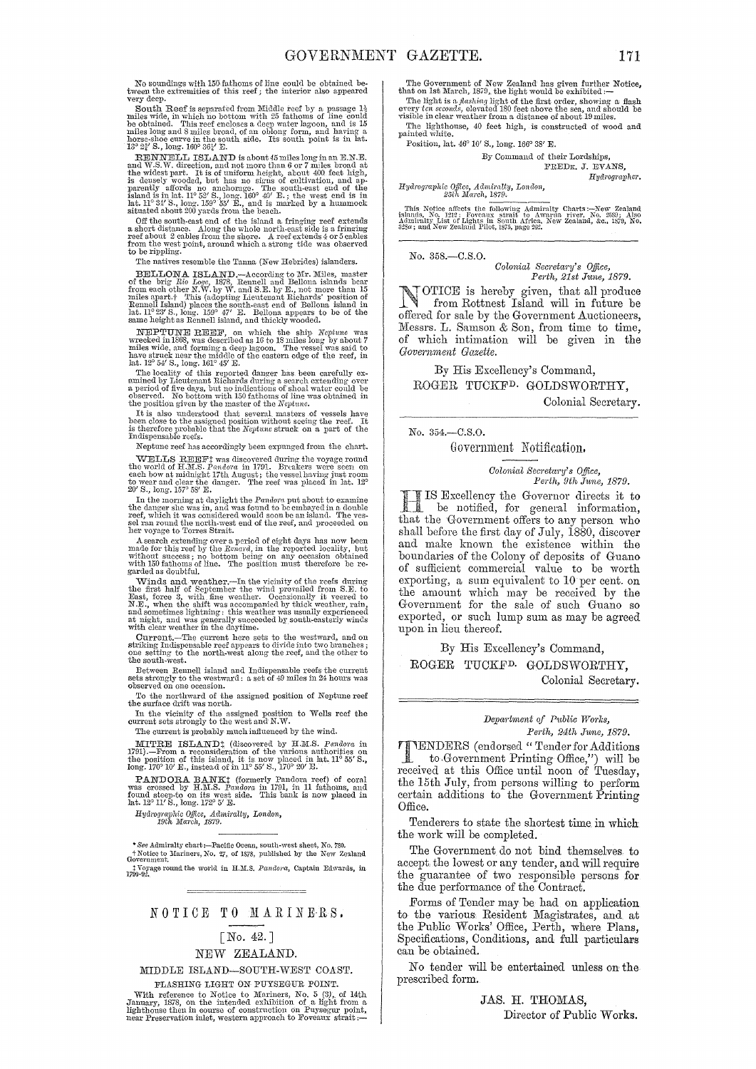No soundings with 150 fathoms of line could be obtained between the extremities of this reef; the interior also appeared very deep.

South Reef is separated from Middle reef by a passage 1½ miles wide, in which no bottom with 25 fathoms of line could be obtained. This reef encloses a deep water lagoon, and is 15 miles long and 8 miles broad, of an oblong form, and having a horse-shoe curve in the south side. Its south point is in lat. 13° 2½′ S., long. 160° 36½′ E.

RENNELL ISLAND is about 45 miles long in an E.N.E. and W.S.W. direction, and not more than 6 or 7 miles broad at the widest part. It is of uniform height, about 400 feet high, is densely wooded, but has no signs of cultivation, and apparently affords no anchorage. The south-east end of the island is in lat. 11° 52′ S., long. 160° 40′ E.; the west end is in lat. 11° 34′ S., long. 159° 55′ E., and is marked by a hummock situated about 200 yards from the beach.

Off the south-east end of the island a fringing reef extends a short distance. Along the whole north-east side is a fringing reef about 2 cables from the shore. A reef extends 4 or 5 cables from the west point, around which a strong tide was observed to be rippling.

The natives resemble the Tanna (New Hebrides) islanders.

BELLONA ISLAND.—According to Mr. Miles, master of the brig *Rio Loge*, 1878, Rennell and Bellona islands bear from each other N.W. by W. and S.E. by E., not more than 15 miles apart.† This (adopting Lieutenant Richards' position of Rennell Island) places the south-east end of Bellona island in lat. 11° 23′ S., long. 159° 47′ E. Bellona appears to be of the same height as Rennell island, and thickly wooded.

NEPTUNE REEF, on which the ship *Neptune* was wrecked in 1868, was described as 16 to 18 miles long by about 7 miles wide, and forming a deep lagoon. The vessel was said to have struck near the middle of the eastern edge of the reef, in lat. 12° 54′ S., long. 161° 45′ E.

The locality of this reported danger has been carefully examined by Lieutenant Richards during a search extending over a period of five days, but no indications of shoal water could be observed. No bottom with 150 fathoms of line was obtained in the position given by the master of the *Neptune*.

It is also understood that several masters of vessels have been close to the assigned position without seeing the reef. It is therefore probable that the *Neptune* struck on a part of the Indispensable reefs.

Neptune reef has accordingly been expunged from the chart.

WELLS REEF‡ was discovered during the voyage round the world of H.M.S. *Pandora* in 1791. Breakers were seen on each bow at midnight 17th August; the vessel having just room to wear and clear the danger. The reef was placed in lat. 12° 20′ S., long. 157° 58′ E.

In the morning at daylight the *Pandora* put about to examine the danger she was in, and was found to be embayed in a double reef, which it was considered would soon be an island. The vessel ran round the north-west end of the reef, and proceeded on her voyage to Torres Strait.

A search extending over a period of eight days has now been made for this reef by the *Renard*, in the reported locality, but without success; no bottom being on any occasion obtained with 150 fathoms of line. The position must therefore be regarded as doubtful.

Winds and weather.—In the vicinity of the reefs during the first half of September the wind prevailed from S.E. to East, force 3, with fine weather. Occasionally it veered to N.E., when the shift was accompanied by thick weather, rain, and sometimes lightning: this weather was usually experienced at night, and was generally succeeded by south-easterly winds with clear weather in the daytime.

Current.—The current here sets to the westward, and on striking Indispensable reef appears to divide into two branches; one setting to the north-west along the reef, and the other to the south-west.

Between Rennell island and Indispensable reefs the current sets strongly to the westward: a set of 49 miles in 24 hours was observed on one occasion.

To the northward of the assigned position of Neptune reef the surface drift was north.

In the vicinity of the assigned position to Wells reef the current sets strongly to the west and N.W.

The current is probably much influenced by the wind.

MITRE ISLAND‡ (discovered by H.M.S. *Pandora* in 1791).—From a reconsideration of the various authorities on the position of this island, it is now placed in lat. 11° 55′ S., long. 170° 10′ E., instead of in 11° 55′ S., 170° 20′ E.

PANDORA BANK‡ (formerly Pandora reef) of coral was crossed by H.M.S. *Pandora* in 1791, in 11 fathoms, and found steep-to on its west side. This bank is now placed in lat. 12° 11′ S., long. 172° 5′ E.

*Hydrographic Office, Admiralty, London,*
*19th March, 1879.*

\* *See* Admiralty chart:—Pacific Ocean, south-west sheet, No. 780.

† Notice to Mariners, No. 27, of 1878, published by the New Zealand Government.

‡ Voyage round the world in H.M.S. *Pandora*, Captain Edwards, in 1790-92.

---

## NOTICE TO MARINERS.

### [No. 42.]

### NEW ZEALAND.

#### MIDDLE ISLAND—SOUTH-WEST COAST.

##### FLASHING LIGHT ON PUYSEGUR POINT.

With reference to Notice to Mariners, No. 5 (3), of 14th January, 1878, on the intended exhibition of a light from a lighthouse then in course of construction on Puysegur point, near Preservation inlet, western approach to Foveaux strait:—

The Government of New Zealand has given further Notice, that on 1st March, 1879, the light would be exhibited:—

The light is a *flashing* light of the first order, showing a flash every *ten seconds*, elevated 180 feet above the sea, and should be visible in clear weather from a distance of about 19 miles.

The lighthouse, 40 feet high, is constructed of wood and painted white.

Position, lat. 46° 10′ S., long. 166° 38′ E.

By Command of their Lordships,
FREDK. J. EVANS,
*Hydrographer.*

*Hydrographic Office, Admiralty, London,*
*25th March, 1879.*

This Notice affects the following Admiralty Charts:—New Zealand islands, No. 1212; Foveaux strait to Awarua river, No. 2589; Also Admiralty List of Lights in South Africa, New Zealand, &c., 1879, No. 328*a*; and New Zealand Pilot, 1875, page 292.

---

No. 358.—C.S.O.

*Colonial Secretary's Office,*
*Perth, 21st June, 1879.*

NOTICE is hereby given, that all produce from Rottnest Island will in future be offered for sale by the Government Auctioneers, Messrs. L. Samson & Son, from time to time, of which intimation will be given in the *Government Gazette.*

By His Excellency's Command,
ROGER TUCKFD. GOLDSWORTHY,
Colonial Secretary.

---

No. 354.—C.S.O.

## Government Notification.

*Colonial Secretary's Office,*
*Perth, 9th June, 1879.*

HIS Excellency the Governor directs it to be notified, for general information, that the Government offers to any person who shall before the first day of July, 1880, discover and make known the existence within the boundaries of the Colony of deposits of Guano of sufficient commercial value to be worth exporting, a sum equivalent to 10 per cent. on the amount which may be received by the Government for the sale of such Guano so exported, or such lump sum as may be agreed upon in lieu thereof.

By His Excellency's Command,
ROGER TUCKFD. GOLDSWORTHY,
Colonial Secretary.

---

*Department of Public Works,*
*Perth, 24th June, 1879.*

TENDERS (endorsed "Tender for Additions to Government Printing Office,") will be received at this Office until noon of Tuesday, the 15th July, from persons willing to perform certain additions to the Government Printing Office.

Tenderers to state the shortest time in which the work will be completed.

The Government do not bind themselves to accept the lowest or any tender, and will require the guarantee of two responsible persons for the due performance of the Contract.

Forms of Tender may be had on application to the various Resident Magistrates, and at the Public Works' Office, Perth, where Plans, Specifications, Conditions, and full particulars can be obtained.

No tender will be entertained unless on the prescribed form.

JAS. H. THOMAS,
Director of Public Works.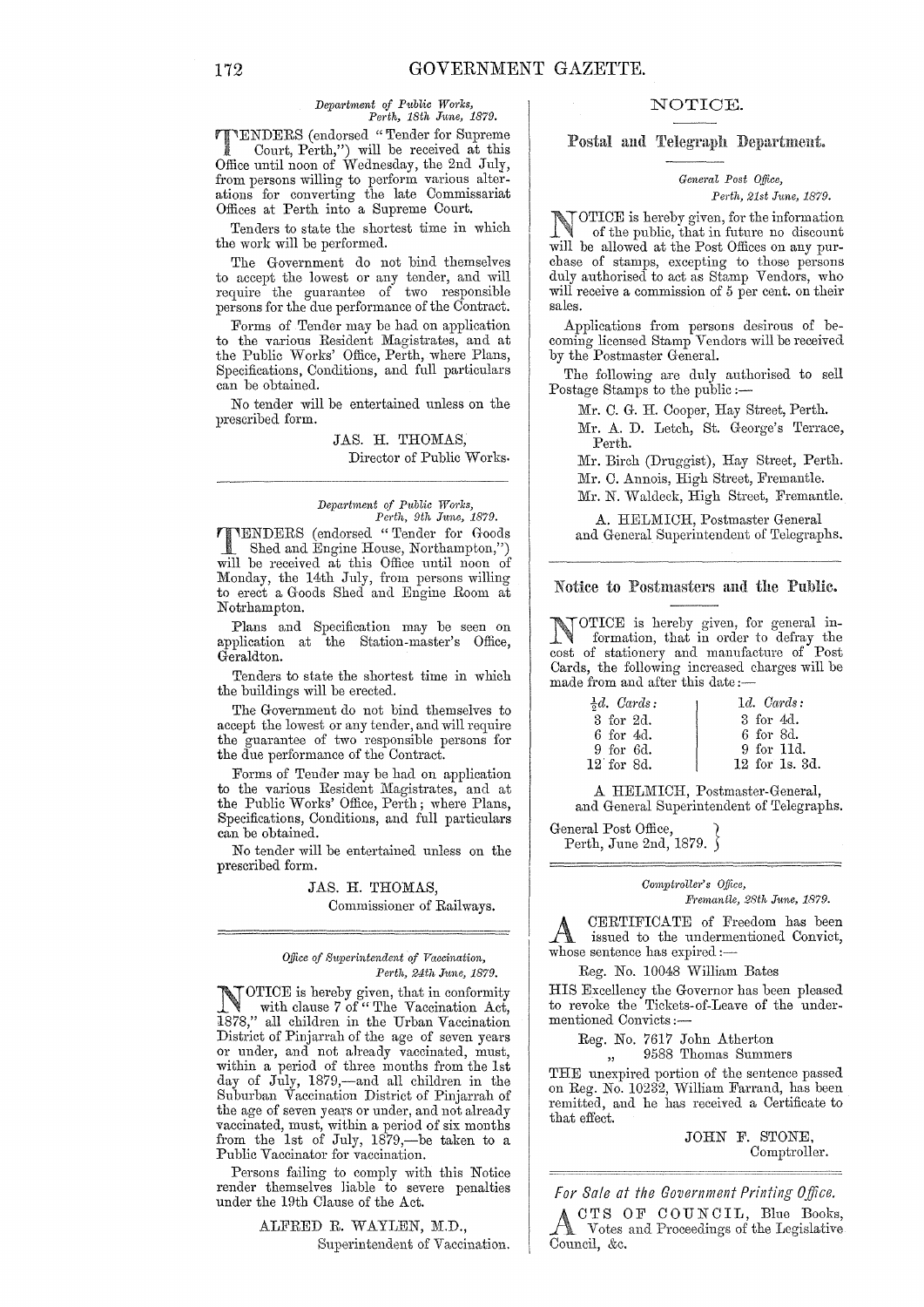*Department of Public Works,*
*Perth, 18th June, 1879.*

TENDERS (endorsed "Tender for Supreme Court, Perth,") will be received at this Office until noon of Wednesday, the 2nd July, from persons willing to perform various alterations for converting the late Commissariat Offices at Perth into a Supreme Court.

Tenders to state the shortest time in which the work will be performed.

The Government do not bind themselves to accept the lowest or any tender, and will require the guarantee of two responsible persons for the due performance of the Contract.

Forms of Tender may be had on application to the various Resident Magistrates, and at the Public Works' Office, Perth, where Plans, Specifications, Conditions, and full particulars can be obtained.

No tender will be entertained unless on the prescribed form.

JAS. H. THOMAS,
Director of Public Works.

---

*Department of Public Works,*
*Perth, 9th June, 1879.*

TENDERS (endorsed "Tender for Goods Shed and Engine House, Northampton,") will be received at this Office until noon of Monday, the 14th July, from persons willing to erect a Goods Shed and Engine Room at Notrhampton.

Plans and Specification may be seen on application at the Station-master's Office, Geraldton.

Tenders to state the shortest time in which the buildings will be erected.

The Government do not bind themselves to accept the lowest or any tender, and will require the guarantee of two responsible persons for the due performance of the Contract.

Forms of Tender may be had on application to the various Resident Magistrates, and at the Public Works' Office, Perth; where Plans, Specifications, Conditions, and full particulars can be obtained.

No tender will be entertained unless on the prescribed form.

JAS. H. THOMAS,
Commissioner of Railways.

---

*Office of Superintendent of Vaccination,*
*Perth, 24th June, 1879.*

NOTICE is hereby given, that in conformity with clause 7 of "The Vaccination Act, 1878," all children in the Urban Vaccination District of Pinjarrah of the age of seven years or under, and not already vaccinated, must, within a period of three months from the 1st day of July, 1879,—and all children in the Suburban Vaccination District of Pinjarrah of the age of seven years or under, and not already vaccinated, must, within a period of six months from the 1st of July, 1879,—be taken to a Public Vaccinator for vaccination.

Persons failing to comply with this Notice render themselves liable to severe penalties under the 19th Clause of the Act.

ALFRED R. WAYLEN, M.D.,
Superintendent of Vaccination.

---

## NOTICE.

### Postal and Telegraph Department.

*General Post Office,*
*Perth, 21st June, 1879.*

NOTICE is hereby given, for the information of the public, that in future no discount will be allowed at the Post Offices on any purchase of stamps, excepting to those persons duly authorised to act as Stamp Vendors, who will receive a commission of 5 per cent. on their sales.

Applications from persons desirous of becoming licensed Stamp Vendors will be received by the Postmaster General.

The following are duly authorised to sell Postage Stamps to the public:—

Mr. C. G. H. Cooper, Hay Street, Perth.
Mr. A. D. Letch, St. George's Terrace, Perth.
Mr. Birch (Druggist), Hay Street, Perth.
Mr. C. Annois, High Street, Fremantle.
Mr. N. Waldeck, High Street, Fremantle.

A. HELMICH, Postmaster General
and General Superintendent of Telegraphs.

---

### Notice to Postmasters and the Public.

NOTICE is hereby given, for general information, that in order to defray the cost of stationery and manufacture of Post Cards, the following increased charges will be made from and after this date:—

| ½d. *Cards:* | 1d. *Cards:* |
|---|---|
| 3 for 2d. | 3 for 4d. |
| 6 for 4d. | 6 for 8d. |
| 9 for 6d. | 9 for 11d. |
| 12 for 8d. | 12 for 1s. 3d. |

A HELMICH, Postmaster-General,
and General Superintendent of Telegraphs.

General Post Office,
Perth, June 2nd, 1879.

---

*Comptroller's Office,*
*Fremantle, 28th June, 1879.*

A CERTIFICATE of Freedom has been issued to the undermentioned Convict, whose sentence has expired:—

Reg. No. 10048 William Bates

HIS Excellency the Governor has been pleased to revoke the Tickets-of-Leave of the undermentioned Convicts:—

Reg. No. 7617 John Atherton
" 9588 Thomas Summers

THE unexpired portion of the sentence passed on Reg. No. 10232, William Farrand, has been remitted, and he has received a Certificate to that effect.

JOHN F. STONE,
Comptroller.

---

*For Sale at the Government Printing Office.*

ACTS OF COUNCIL, Blue Books, Votes and Proceedings of the Legislative Council, &c.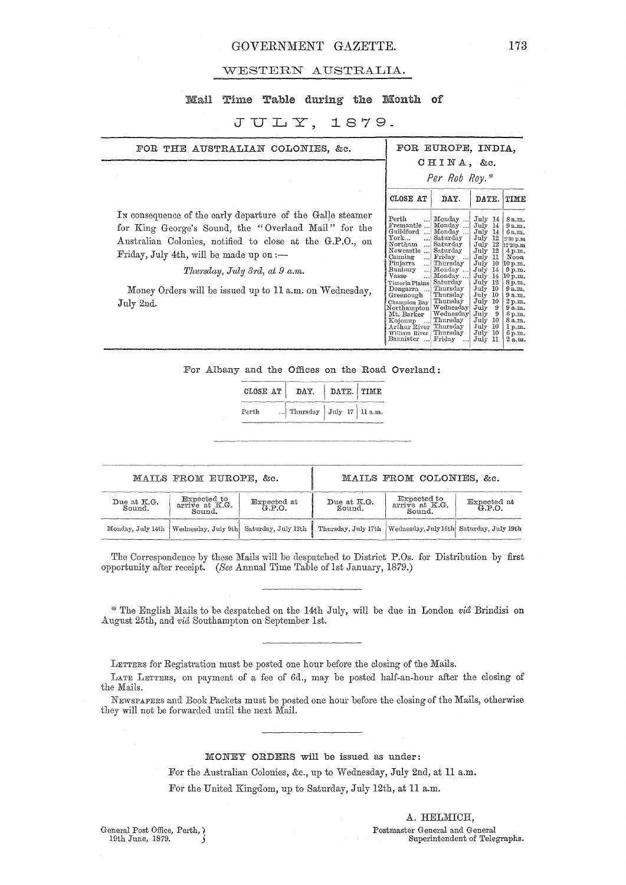## WESTERN AUSTRALIA.

### Mail Time Table during the Month of

# JULY, 1879.

**FOR THE AUSTRALIAN COLONIES, &c.**

In consequence of the early departure of the Galle steamer for King George's Sound, the "Overland Mail" for the Australian Colonies, notified to close at the G.P.O., on Friday, July 4th, will be made up on:—

*Thursday, July 3rd, at 9 a.m.*

Money Orders will be issued up to 11 a.m. on Wednesday, July 2nd.

**FOR EUROPE, INDIA, CHINA, &c.**

*Per Rob Roy.**

| CLOSE AT | DAY. | DATE. | TIME |
|---|---|---|---|
| Perth ... | Monday ... | July 14 | 8 a.m. |
| Fremantle ... | Monday ... | July 14 | 9 a.m. |
| Guildford ... | Monday ... | July 14 | 6 a.m. |
| York... ... | Saturday | July 12 | 2·30 p.m |
| Northam ... | Saturday | July 12 | 12·30p.m |
| Newcastle ... | Saturday | July 12 | 4 p.m. |
| Canning ... | Friday ... | July 11 | Noon |
| Pinjarra ... | Thursday | July 10 | 10 p.m. |
| Bunbury ... | Monday ... | July 14 | 9 p.m. |
| Vasse ... | Monday ... | July 14 | 10 p.m. |
| Victoria Plains | Saturday | July 12 | 8 p.m. |
| Dongarra ... | Thursday | July 10 | 9 a.m. |
| Greenough | Thursday | July 10 | 9 a.m. |
| Champion Bay | Thursday | July 10 | 2 p.m. |
| Northampton | Wednesday | July 9 | 9 a.m. |
| Mt. Barker | Wednesday | July 9 | 6 p.m. |
| Kojonup ... | Thursday | July 10 | 8 a.m. |
| Arthur River | Thursday | July 10 | 1 p.m. |
| William River | Thursday | July 10 | 6 p.m. |
| Bannister ... | Friday ... | July 11 | 2 a.m. |

For Albany and the Offices on the Road Overland:

| CLOSE AT | DAY. | DATE. | TIME |
|---|---|---|---|
| Perth ... | Thursday | July 17 | 11 a.m. |

| MAILS FROM EUROPE, &c. | | | MAILS FROM COLONIES, &c. | | |
|---|---|---|---|---|---|
| Due at K.G. Sound. | Expected to arrive at K.G. Sound. | Expected at G.P.O. | Due at K.G. Sound. | Expected to arrive at K.G. Sound. | Expected at G.P.O. |
| Monday, July 14th | Wednesday, July 9th | Saturday, July 12th | Thursday, July 17th | Wednesday, July 16th | Saturday, July 19th |

The Correspondence by these Mails will be despatched to District P.Os. for Distribution by first opportunity after receipt. (*See* Annual Time Table of 1st January, 1879.)

---

* The English Mails to be despatched on the 14th July, will be due in London *viâ* Brindisi on August 25th, and *viâ* Southampton on September 1st.

---

LETTERS for Registration must be posted one hour before the closing of the Mails.

LATE LETTERS, on payment of a fee of 6d., may be posted half-an-hour after the closing of the Mails.

NEWSPAPERS and Book Packets must be posted one hour before the closing of the Mails, otherwise they will not be forwarded until the next Mail.

---

MONEY ORDERS will be issued as under:

For the Australian Colonies, &c., up to Wednesday, July 2nd, at 11 a.m.

For the United Kingdom, up to Saturday, July 12th, at 11 a.m.

A. HELMICH,
Postmaster General and General
Superintendent of Telegraphs.

General Post Office, Perth,
19th June, 1879.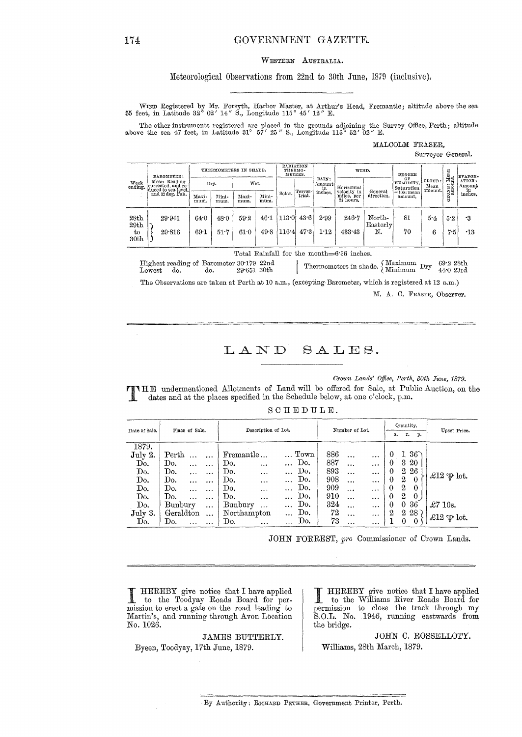WESTERN AUSTRALIA.

Meteorological Observations from 22nd to 30th June, 1879 (inclusive).

WIND Registered by Mr. Forsyth, Harbor Master, at Arthur's Head, Fremantle; altitude above the sea 55 feet, in Latitude 32° 02′ 14″ S., Longitude 115° 45′ 12″ E.

The other instruments registered are placed in the grounds adjoining the Survey Office, Perth; altitude above the sea 47 feet, in Latitude 31° 57′ 25″ S., Longitude 115° 52′ 02″ E.

MALCOLM FRASER,
Surveyor General.

| Week ending. | BAROMETER: Mean Reading corrected, and reduced to sea level, and 32 deg. Fah. | THERMOMETERS IN SHADE. Dry. Maximum. | Dry. Minimum. | Wet. Maximum. | Wet. Minimum. | RADIATION THERMOMETERS. Solar. | Terrestrial. | RAIN: Amount in inches. | WIND. Horizontal velocity in miles, per 24 hours. | General direction. | DEGREE OF HUMIDITY, Saturation =100: mean amount. | CLOUD: Mean amount. | OZONE: Mean amount. | EVAPORATION: Amount in inches. |
|---|---|---|---|---|---|---|---|---|---|---|---|---|---|---|
| 28th | 29·941 | 64·0 | 48·0 | 59·2 | 46·1 | 113·0 | 43·6 | 2·99 | 246·7 | North-Easterly | 81 | 5·4 | 5·2 | ·3 |
| 29th to 30th | 29·816 | 69·1 | 51·7 | 61·0 | 49·8 | 116·4 | 47·3 | 1·12 | 433·43 | N. | 70 | 6 | 7·5 | ·13 |

Total Rainfall for the month=6·56 inches.

Highest reading of Barometer 30·179 22nd
Lowest do. do. 29·651 30th

Thermometers in shade. Maximum Dry 69·2 28th; Minimum Dry 44·0 23rd

The Observations are taken at Perth at 10 a.m., (excepting Barometer, which is registered at 12 a.m.)

M. A. C. FRASER, Observer.

---

# LAND SALES.

*Crown Lands' Office, Perth, 30th June, 1879.*

THE undermentioned Allotments of Land will be offered for Sale, at Public Auction, on the dates and at the places specified in the Schedule below, at one o'clock, p.m.

SCHEDULE.

| Date of Sale. | Place of Sale. | Description of Lot. | | Number of Lot. | Quantity. a. | r. | p. | Upset Price. |
|---|---|---|---|---|---|---|---|---|
| 1879. July 2. | Perth ... | Fremantle ... | Town | 886 | 0 | 1 | 36 | £12 ℔ lot. |
| Do. | Do. | Do. | Do. | 887 | 0 | 3 | 20 | |
| Do. | Do. | Do. | Do. | 893 | 0 | 2 | 26 | |
| Do. | Do. | Do. | Do. | 908 | 0 | 2 | 0 | |
| Do. | Do. | Do. | Do. | 909 | 0 | 2 | 0 | |
| Do. | Do. | Do. | Do. | 910 | 0 | 2 | 0 | |
| Do. | Bunbury ... | Bunbury ... | Do. | 324 | 0 | 0 | 36 | £7 10s. |
| July 3. | Geraldton ... | Northampton | Do. | 72 | 2 | 2 | 28 | £12 ℔ lot. |
| Do. | Do. | Do. | Do. | 73 | 1 | 0 | 0 | |

JOHN FORREST, *pro* Commissioner of Crown Lands.

---

I HEREBY give notice that I have applied to the Toodyay Roads Board for permission to erect a gate on the road leading to Martin's, and running through Avon Location No. 1026.

JAMES BUTTERLY.

Byeen, Toodyay, 17th June, 1879.

---

I HEREBY give notice that I have applied to the Williams River Roads Board for permission to close the track through my S.O.L. No. 1946, running eastwards from the bridge.

JOHN C. ROSSELLOTY.

Williams, 28th March, 1879.

---

By Authority: RICHARD PETHER, Government Printer, Perth.